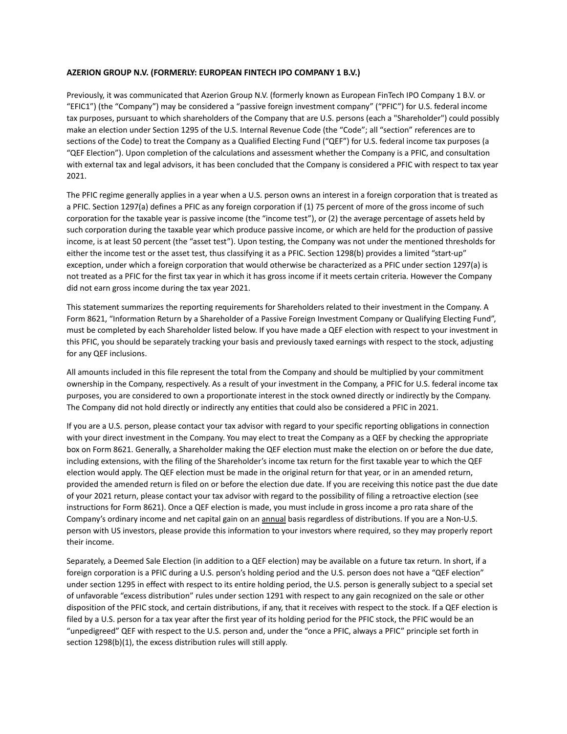**AZERION GROUP N.V. (FORMERLY: EUROPEAN FINTECH IPO COMPANY 1 B.V.)**

Previously, it was communicated that Azerion Group N.V. (formerly known as European FinTech IPO Company 1 B.V. or "EFIC1") (the "Company") may be considered a "passive foreign investment company" ("PFIC") for U.S. federal income tax purposes, pursuant to which shareholders of the Company that are U.S. persons (each a "Shareholder") could possibly make an election under Section 1295 of the U.S. Internal Revenue Code (the "Code"; all "section" references are to sections of the Code) to treat the Company as a Qualified Electing Fund ("QEF") for U.S. federal income tax purposes (a "QEF Election"). Upon completion of the calculations and assessment whether the Company is a PFIC, and consultation with external tax and legal advisors, it has been concluded that the Company is considered a PFIC with respect to tax year 2021.

The PFIC regime generally applies in a year when a U.S. person owns an interest in a foreign corporation that is treated as a PFIC. Section 1297(a) defines a PFIC as any foreign corporation if (1) 75 percent of more of the gross income of such corporation for the taxable year is passive income (the "income test"), or (2) the average percentage of assets held by such corporation during the taxable year which produce passive income, or which are held for the production of passive income, is at least 50 percent (the "asset test"). Upon testing, the Company was not under the mentioned thresholds for either the income test or the asset test, thus classifying it as a PFIC. Section 1298(b) provides a limited "start-up" exception, under which a foreign corporation that would otherwise be characterized as a PFIC under section 1297(a) is not treated as a PFIC for the first tax year in which it has gross income if it meets certain criteria. However the Company did not earn gross income during the tax year 2021.

This statement summarizes the reporting requirements for Shareholders related to their investment in the Company. A Form 8621, "Information Return by a Shareholder of a Passive Foreign Investment Company or Qualifying Electing Fund", must be completed by each Shareholder listed below. If you have made a QEF election with respect to your investment in this PFIC, you should be separately tracking your basis and previously taxed earnings with respect to the stock, adjusting for any QEF inclusions.

All amounts included in this file represent the total from the Company and should be multiplied by your commitment ownership in the Company, respectively. As a result of your investment in the Company, a PFIC for U.S. federal income tax purposes, you are considered to own a proportionate interest in the stock owned directly or indirectly by the Company. The Company did not hold directly or indirectly any entities that could also be considered a PFIC in 2021.

If you are a U.S. person, please contact your tax advisor with regard to your specific reporting obligations in connection with your direct investment in the Company. You may elect to treat the Company as a QEF by checking the appropriate box on Form 8621. Generally, a Shareholder making the QEF election must make the election on or before the due date, including extensions, with the filing of the Shareholder's income tax return for the first taxable year to which the QEF election would apply. The QEF election must be made in the original return for that year, or in an amended return, provided the amended return is filed on or before the election due date. If you are receiving this notice past the due date of your 2021 return, please contact your tax advisor with regard to the possibility of filing a retroactive election (see instructions for Form 8621). Once a QEF election is made, you must include in gross income a pro rata share of the Company's ordinary income and net capital gain on an annual basis regardless of distributions. If you are a Non-U.S. person with US investors, please provide this information to your investors where required, so they may properly report their income.

Separately, a Deemed Sale Election (in addition to a QEF election) may be available on a future tax return. In short, if a foreign corporation is a PFIC during a U.S. person's holding period and the U.S. person does not have a "QEF election" under section 1295 in effect with respect to its entire holding period, the U.S. person is generally subject to a special set of unfavorable "excess distribution" rules under section 1291 with respect to any gain recognized on the sale or other disposition of the PFIC stock, and certain distributions, if any, that it receives with respect to the stock. If a QEF election is filed by a U.S. person for a tax year after the first year of its holding period for the PFIC stock, the PFIC would be an "unpedigreed" QEF with respect to the U.S. person and, under the "once a PFIC, always a PFIC" principle set forth in section 1298(b)(1), the excess distribution rules will still apply.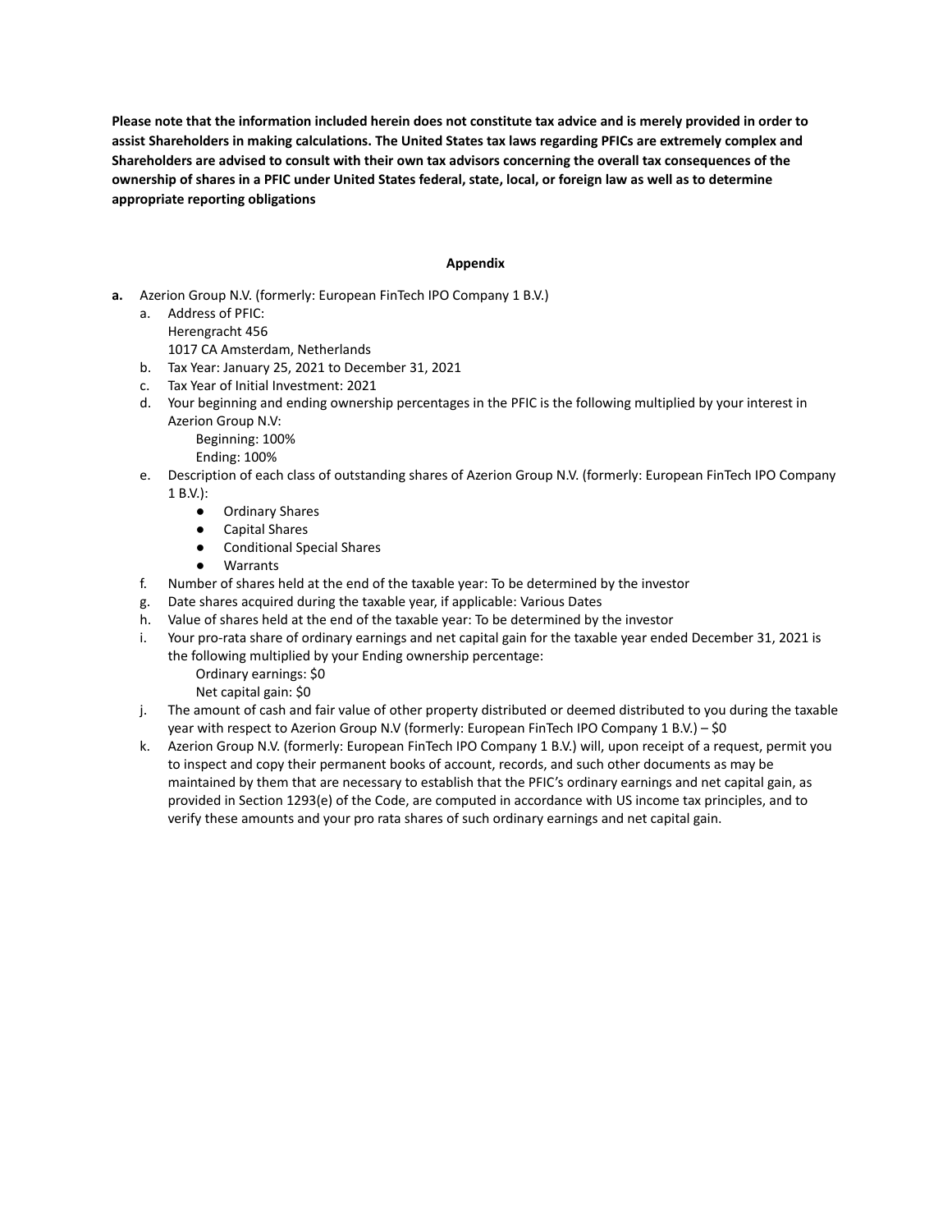**Please note that the information included herein does not constitute tax advice and is merely provided in order to assist Shareholders in making calculations. The United States tax laws regarding PFICs are extremely complex and Shareholders are advised to consult with their own tax advisors concerning the overall tax consequences of the ownership of shares in a PFIC under United States federal, state, local, or foreign law as well as to determine appropriate reporting obligations**

**Appendix**

**a.** Azerion Group N.V. (formerly: European FinTech IPO Company 1 B.V.)

   a. Address of PFIC:
      Herengracht 456
      1017 CA Amsterdam, Netherlands

   b. Tax Year: January 25, 2021 to December 31, 2021

   c. Tax Year of Initial Investment: 2021

   d. Your beginning and ending ownership percentages in the PFIC is the following multiplied by your interest in Azerion Group N.V:
      Beginning: 100%
      Ending: 100%

   e. Description of each class of outstanding shares of Azerion Group N.V. (formerly: European FinTech IPO Company 1 B.V.):
      - Ordinary Shares
      - Capital Shares
      - Conditional Special Shares
      - Warrants

   f. Number of shares held at the end of the taxable year: To be determined by the investor

   g. Date shares acquired during the taxable year, if applicable: Various Dates

   h. Value of shares held at the end of the taxable year: To be determined by the investor

   i. Your pro-rata share of ordinary earnings and net capital gain for the taxable year ended December 31, 2021 is the following multiplied by your Ending ownership percentage:
      Ordinary earnings: $0
      Net capital gain: $0

   j. The amount of cash and fair value of other property distributed or deemed distributed to you during the taxable year with respect to Azerion Group N.V (formerly: European FinTech IPO Company 1 B.V.) – $0

   k. Azerion Group N.V. (formerly: European FinTech IPO Company 1 B.V.) will, upon receipt of a request, permit you to inspect and copy their permanent books of account, records, and such other documents as may be maintained by them that are necessary to establish that the PFIC's ordinary earnings and net capital gain, as provided in Section 1293(e) of the Code, are computed in accordance with US income tax principles, and to verify these amounts and your pro rata shares of such ordinary earnings and net capital gain.